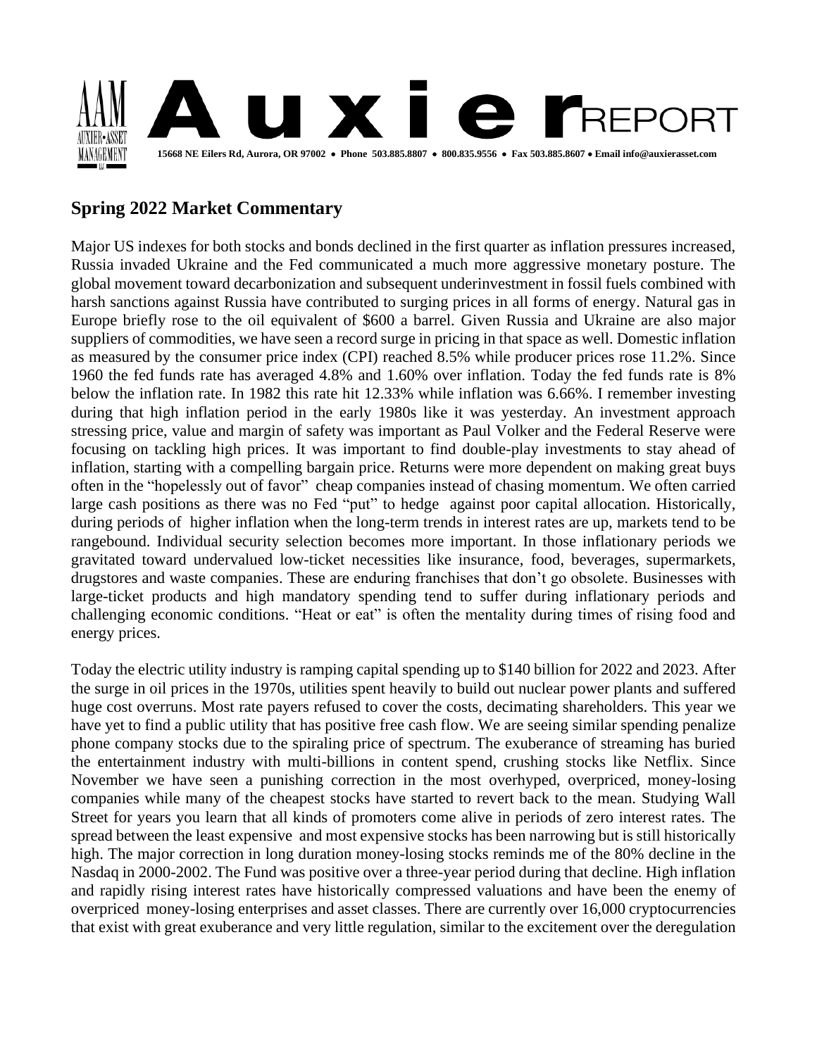# Auxier REPORT

**15668 NE Eilers Rd, Aurora, OR 97002 • Phone 503.885.8807 • 800.835.9556 • Fax 503.885.8607 • Email info@auxierasset.com**

## Spring 2022 Market Commentary

Major US indexes for both stocks and bonds declined in the first quarter as inflation pressures increased, Russia invaded Ukraine and the Fed communicated a much more aggressive monetary posture. The global movement toward decarbonization and subsequent underinvestment in fossil fuels combined with harsh sanctions against Russia have contributed to surging prices in all forms of energy. Natural gas in Europe briefly rose to the oil equivalent of $600 a barrel. Given Russia and Ukraine are also major suppliers of commodities, we have seen a record surge in pricing in that space as well. Domestic inflation as measured by the consumer price index (CPI) reached 8.5% while producer prices rose 11.2%. Since 1960 the fed funds rate has averaged 4.8% and 1.60% over inflation. Today the fed funds rate is 8% below the inflation rate. In 1982 this rate hit 12.33% while inflation was 6.66%. I remember investing during that high inflation period in the early 1980s like it was yesterday. An investment approach stressing price, value and margin of safety was important as Paul Volker and the Federal Reserve were focusing on tackling high prices. It was important to find double-play investments to stay ahead of inflation, starting with a compelling bargain price. Returns were more dependent on making great buys often in the "hopelessly out of favor" cheap companies instead of chasing momentum. We often carried large cash positions as there was no Fed "put" to hedge against poor capital allocation. Historically, during periods of higher inflation when the long-term trends in interest rates are up, markets tend to be rangebound. Individual security selection becomes more important. In those inflationary periods we gravitated toward undervalued low-ticket necessities like insurance, food, beverages, supermarkets, drugstores and waste companies. These are enduring franchises that don't go obsolete. Businesses with large-ticket products and high mandatory spending tend to suffer during inflationary periods and challenging economic conditions. "Heat or eat" is often the mentality during times of rising food and energy prices.

Today the electric utility industry is ramping capital spending up to $140 billion for 2022 and 2023. After the surge in oil prices in the 1970s, utilities spent heavily to build out nuclear power plants and suffered huge cost overruns. Most rate payers refused to cover the costs, decimating shareholders. This year we have yet to find a public utility that has positive free cash flow. We are seeing similar spending penalize phone company stocks due to the spiraling price of spectrum. The exuberance of streaming has buried the entertainment industry with multi-billions in content spend, crushing stocks like Netflix. Since November we have seen a punishing correction in the most overhyped, overpriced, money-losing companies while many of the cheapest stocks have started to revert back to the mean. Studying Wall Street for years you learn that all kinds of promoters come alive in periods of zero interest rates. The spread between the least expensive and most expensive stocks has been narrowing but is still historically high. The major correction in long duration money-losing stocks reminds me of the 80% decline in the Nasdaq in 2000-2002. The Fund was positive over a three-year period during that decline. High inflation and rapidly rising interest rates have historically compressed valuations and have been the enemy of overpriced money-losing enterprises and asset classes. There are currently over 16,000 cryptocurrencies that exist with great exuberance and very little regulation, similar to the excitement over the deregulation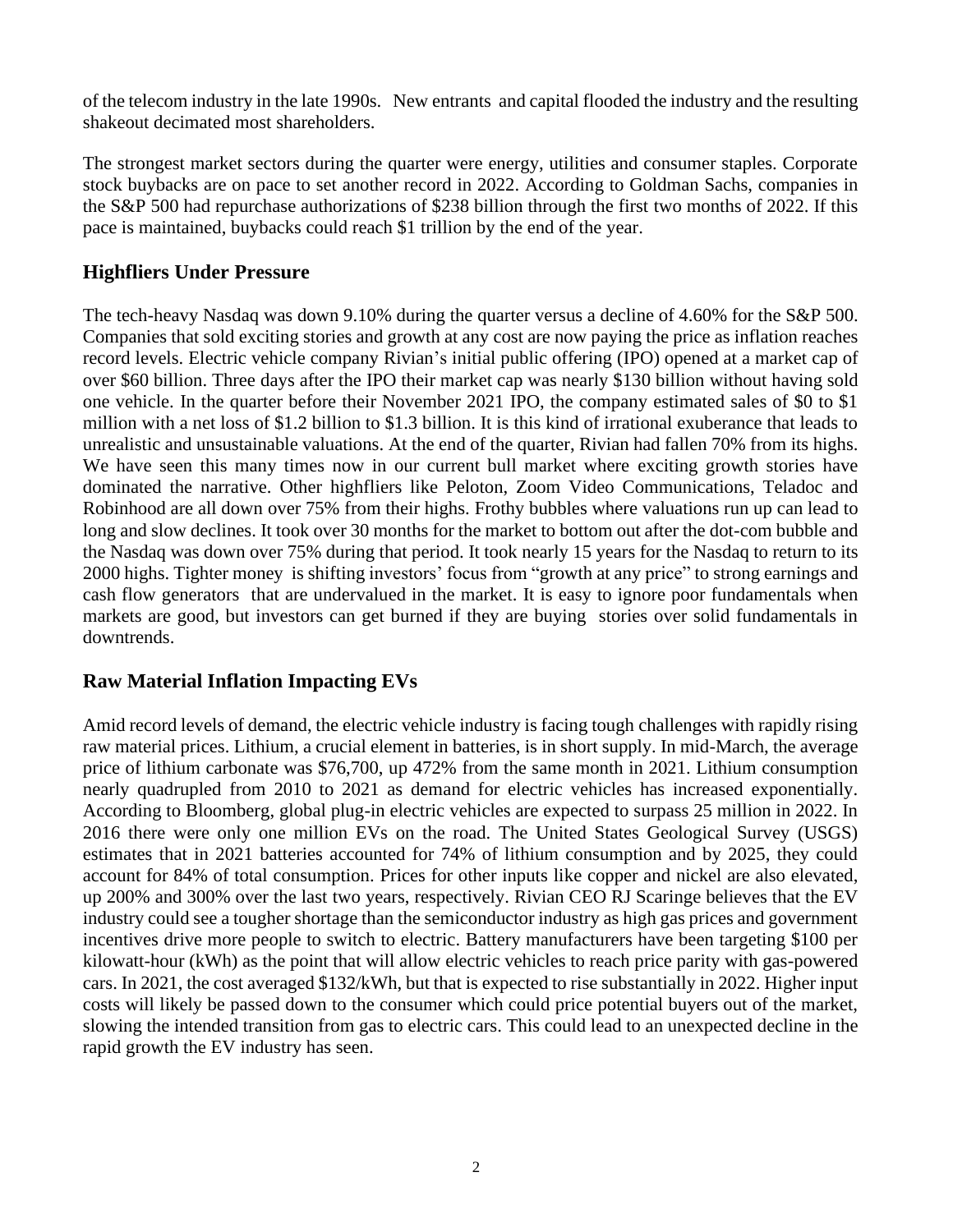of the telecom industry in the late 1990s. New entrants and capital flooded the industry and the resulting shakeout decimated most shareholders.

The strongest market sectors during the quarter were energy, utilities and consumer staples. Corporate stock buybacks are on pace to set another record in 2022. According to Goldman Sachs, companies in the S&P 500 had repurchase authorizations of $238 billion through the first two months of 2022. If this pace is maintained, buybacks could reach $1 trillion by the end of the year.

## Highfliers Under Pressure

The tech-heavy Nasdaq was down 9.10% during the quarter versus a decline of 4.60% for the S&P 500. Companies that sold exciting stories and growth at any cost are now paying the price as inflation reaches record levels. Electric vehicle company Rivian's initial public offering (IPO) opened at a market cap of over $60 billion. Three days after the IPO their market cap was nearly $130 billion without having sold one vehicle. In the quarter before their November 2021 IPO, the company estimated sales of $0 to $1 million with a net loss of $1.2 billion to $1.3 billion. It is this kind of irrational exuberance that leads to unrealistic and unsustainable valuations. At the end of the quarter, Rivian had fallen 70% from its highs. We have seen this many times now in our current bull market where exciting growth stories have dominated the narrative. Other highfliers like Peloton, Zoom Video Communications, Teladoc and Robinhood are all down over 75% from their highs. Frothy bubbles where valuations run up can lead to long and slow declines. It took over 30 months for the market to bottom out after the dot-com bubble and the Nasdaq was down over 75% during that period. It took nearly 15 years for the Nasdaq to return to its 2000 highs. Tighter money is shifting investors' focus from "growth at any price" to strong earnings and cash flow generators that are undervalued in the market. It is easy to ignore poor fundamentals when markets are good, but investors can get burned if they are buying stories over solid fundamentals in downtrends.

## Raw Material Inflation Impacting EVs

Amid record levels of demand, the electric vehicle industry is facing tough challenges with rapidly rising raw material prices. Lithium, a crucial element in batteries, is in short supply. In mid-March, the average price of lithium carbonate was $76,700, up 472% from the same month in 2021. Lithium consumption nearly quadrupled from 2010 to 2021 as demand for electric vehicles has increased exponentially. According to Bloomberg, global plug-in electric vehicles are expected to surpass 25 million in 2022. In 2016 there were only one million EVs on the road. The United States Geological Survey (USGS) estimates that in 2021 batteries accounted for 74% of lithium consumption and by 2025, they could account for 84% of total consumption. Prices for other inputs like copper and nickel are also elevated, up 200% and 300% over the last two years, respectively. Rivian CEO RJ Scaringe believes that the EV industry could see a tougher shortage than the semiconductor industry as high gas prices and government incentives drive more people to switch to electric. Battery manufacturers have been targeting $100 per kilowatt-hour (kWh) as the point that will allow electric vehicles to reach price parity with gas-powered cars. In 2021, the cost averaged $132/kWh, but that is expected to rise substantially in 2022. Higher input costs will likely be passed down to the consumer which could price potential buyers out of the market, slowing the intended transition from gas to electric cars. This could lead to an unexpected decline in the rapid growth the EV industry has seen.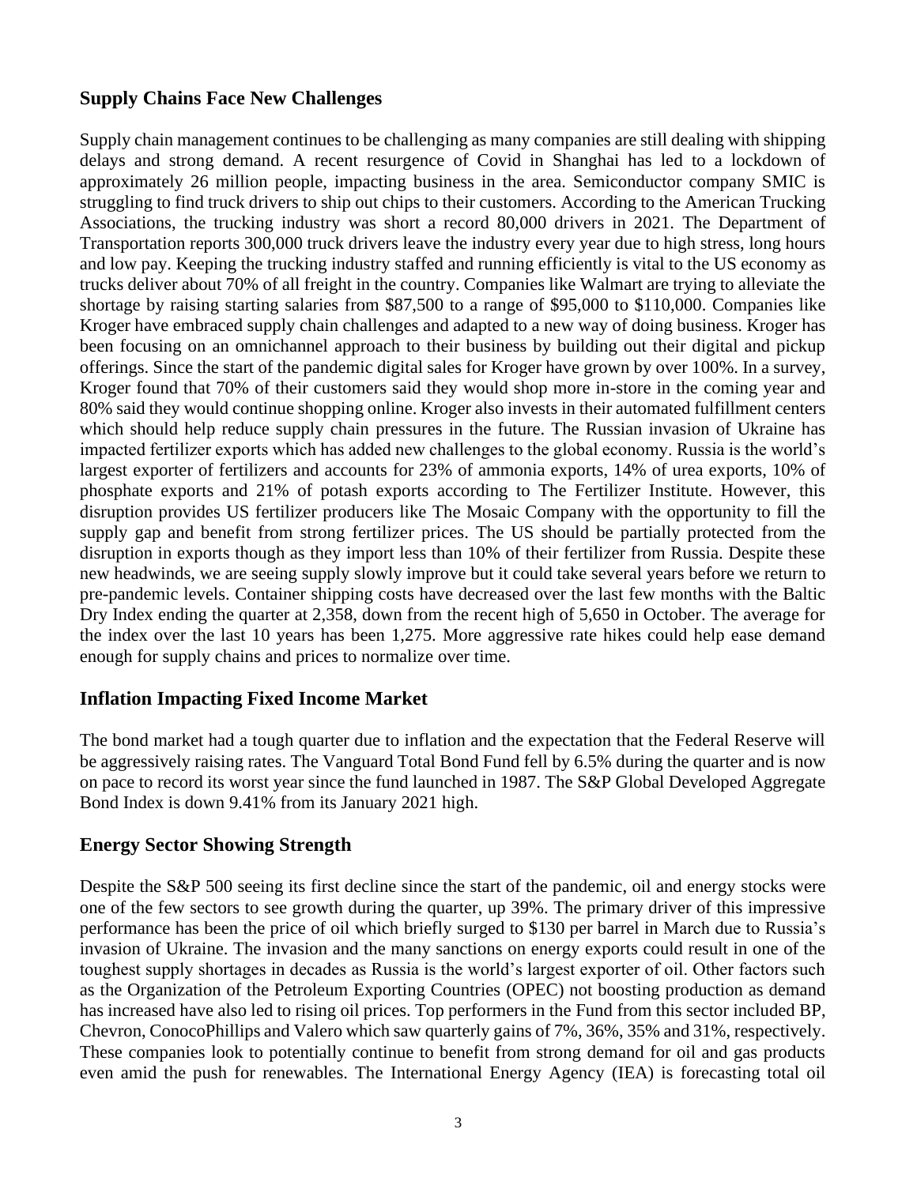## Supply Chains Face New Challenges

Supply chain management continues to be challenging as many companies are still dealing with shipping delays and strong demand. A recent resurgence of Covid in Shanghai has led to a lockdown of approximately 26 million people, impacting business in the area. Semiconductor company SMIC is struggling to find truck drivers to ship out chips to their customers. According to the American Trucking Associations, the trucking industry was short a record 80,000 drivers in 2021. The Department of Transportation reports 300,000 truck drivers leave the industry every year due to high stress, long hours and low pay. Keeping the trucking industry staffed and running efficiently is vital to the US economy as trucks deliver about 70% of all freight in the country. Companies like Walmart are trying to alleviate the shortage by raising starting salaries from $87,500 to a range of $95,000 to $110,000. Companies like Kroger have embraced supply chain challenges and adapted to a new way of doing business. Kroger has been focusing on an omnichannel approach to their business by building out their digital and pickup offerings. Since the start of the pandemic digital sales for Kroger have grown by over 100%. In a survey, Kroger found that 70% of their customers said they would shop more in-store in the coming year and 80% said they would continue shopping online. Kroger also invests in their automated fulfillment centers which should help reduce supply chain pressures in the future. The Russian invasion of Ukraine has impacted fertilizer exports which has added new challenges to the global economy. Russia is the world's largest exporter of fertilizers and accounts for 23% of ammonia exports, 14% of urea exports, 10% of phosphate exports and 21% of potash exports according to The Fertilizer Institute. However, this disruption provides US fertilizer producers like The Mosaic Company with the opportunity to fill the supply gap and benefit from strong fertilizer prices. The US should be partially protected from the disruption in exports though as they import less than 10% of their fertilizer from Russia. Despite these new headwinds, we are seeing supply slowly improve but it could take several years before we return to pre-pandemic levels. Container shipping costs have decreased over the last few months with the Baltic Dry Index ending the quarter at 2,358, down from the recent high of 5,650 in October. The average for the index over the last 10 years has been 1,275. More aggressive rate hikes could help ease demand enough for supply chains and prices to normalize over time.

## Inflation Impacting Fixed Income Market

The bond market had a tough quarter due to inflation and the expectation that the Federal Reserve will be aggressively raising rates. The Vanguard Total Bond Fund fell by 6.5% during the quarter and is now on pace to record its worst year since the fund launched in 1987. The S&P Global Developed Aggregate Bond Index is down 9.41% from its January 2021 high.

## Energy Sector Showing Strength

Despite the S&P 500 seeing its first decline since the start of the pandemic, oil and energy stocks were one of the few sectors to see growth during the quarter, up 39%. The primary driver of this impressive performance has been the price of oil which briefly surged to $130 per barrel in March due to Russia's invasion of Ukraine. The invasion and the many sanctions on energy exports could result in one of the toughest supply shortages in decades as Russia is the world's largest exporter of oil. Other factors such as the Organization of the Petroleum Exporting Countries (OPEC) not boosting production as demand has increased have also led to rising oil prices. Top performers in the Fund from this sector included BP, Chevron, ConocoPhillips and Valero which saw quarterly gains of 7%, 36%, 35% and 31%, respectively. These companies look to potentially continue to benefit from strong demand for oil and gas products even amid the push for renewables. The International Energy Agency (IEA) is forecasting total oil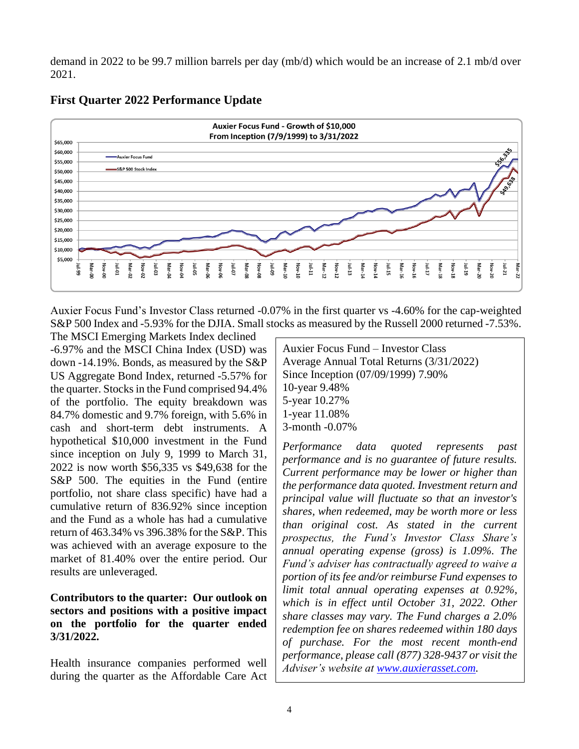demand in 2022 to be 99.7 million barrels per day (mb/d) which would be an increase of 2.1 mb/d over 2021.

## First Quarter 2022 Performance Update

Auxier Focus Fund's Investor Class returned -0.07% in the first quarter vs -4.60% for the cap-weighted S&P 500 Index and -5.93% for the DJIA. Small stocks as measured by the Russell 2000 returned -7.53%. The MSCI Emerging Markets Index declined -6.97% and the MSCI China Index (USD) was down -14.19%. Bonds, as measured by the S&P US Aggregate Bond Index, returned -5.57% for the quarter. Stocks in the Fund comprised 94.4% of the portfolio. The equity breakdown was 84.7% domestic and 9.7% foreign, with 5.6% in cash and short-term debt instruments. A hypothetical $10,000 investment in the Fund since inception on July 9, 1999 to March 31, 2022 is now worth $56,335 vs $49,638 for the S&P 500. The equities in the Fund (entire portfolio, not share class specific) have had a cumulative return of 836.92% since inception and the Fund as a whole has had a cumulative return of 463.34% vs 396.38% for the S&P. This was achieved with an average exposure to the market of 81.40% over the entire period. Our results are unleveraged.

Auxier Focus Fund – Investor Class
Average Annual Total Returns (3/31/2022)
Since Inception (07/09/1999) 7.90%
10-year 9.48%
5-year 10.27%
1-year 11.08%
3-month -0.07%

*Performance data quoted represents past performance and is no guarantee of future results. Current performance may be lower or higher than the performance data quoted. Investment return and principal value will fluctuate so that an investor's shares, when redeemed, may be worth more or less than original cost. As stated in the current prospectus, the Fund's Investor Class Share's annual operating expense (gross) is 1.09%. The Fund's adviser has contractually agreed to waive a portion of its fee and/or reimburse Fund expenses to limit total annual operating expenses at 0.92%, which is in effect until October 31, 2022. Other share classes may vary. The Fund charges a 2.0% redemption fee on shares redeemed within 180 days of purchase. For the most recent month-end performance, please call (877) 328-9437 or visit the Adviser's website at www.auxierasset.com.*

**Contributors to the quarter: Our outlook on sectors and positions with a positive impact on the portfolio for the quarter ended 3/31/2022.**

Health insurance companies performed well during the quarter as the Affordable Care Act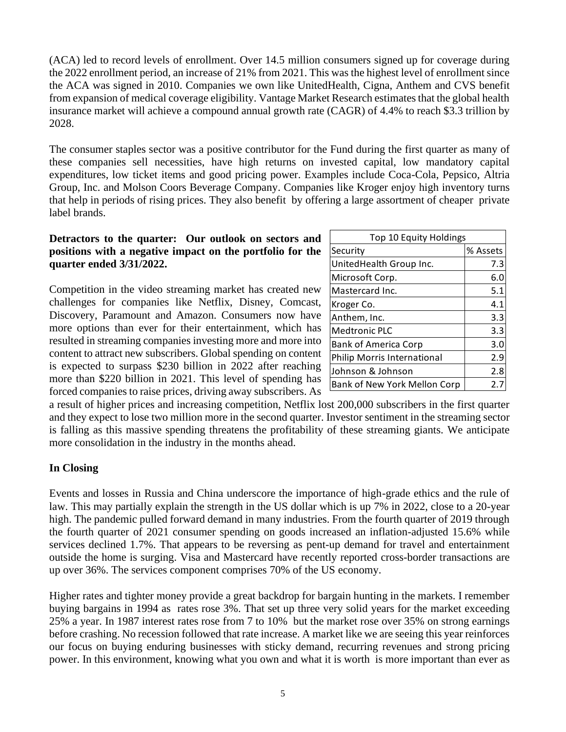(ACA) led to record levels of enrollment. Over 14.5 million consumers signed up for coverage during the 2022 enrollment period, an increase of 21% from 2021. This was the highest level of enrollment since the ACA was signed in 2010. Companies we own like UnitedHealth, Cigna, Anthem and CVS benefit from expansion of medical coverage eligibility. Vantage Market Research estimates that the global health insurance market will achieve a compound annual growth rate (CAGR) of 4.4% to reach $3.3 trillion by 2028.

The consumer staples sector was a positive contributor for the Fund during the first quarter as many of these companies sell necessities, have high returns on invested capital, low mandatory capital expenditures, low ticket items and good pricing power. Examples include Coca-Cola, Pepsico, Altria Group, Inc. and Molson Coors Beverage Company. Companies like Kroger enjoy high inventory turns that help in periods of rising prices. They also benefit by offering a large assortment of cheaper private label brands.

**Detractors to the quarter: Our outlook on sectors and positions with a negative impact on the portfolio for the quarter ended 3/31/2022.**

Competition in the video streaming market has created new challenges for companies like Netflix, Disney, Comcast, Discovery, Paramount and Amazon. Consumers now have more options than ever for their entertainment, which has resulted in streaming companies investing more and more into content to attract new subscribers. Global spending on content is expected to surpass $230 billion in 2022 after reaching more than $220 billion in 2021. This level of spending has forced companies to raise prices, driving away subscribers. As a result of higher prices and increasing competition, Netflix lost 200,000 subscribers in the first quarter and they expect to lose two million more in the second quarter. Investor sentiment in the streaming sector is falling as this massive spending threatens the profitability of these streaming giants. We anticipate more consolidation in the industry in the months ahead.

| Top 10 Equity Holdings | |
|---|---|
| Security | % Assets |
| UnitedHealth Group Inc. | 7.3 |
| Microsoft Corp. | 6.0 |
| Mastercard Inc. | 5.1 |
| Kroger Co. | 4.1 |
| Anthem, Inc. | 3.3 |
| Medtronic PLC | 3.3 |
| Bank of America Corp | 3.0 |
| Philip Morris International | 2.9 |
| Johnson & Johnson | 2.8 |
| Bank of New York Mellon Corp | 2.7 |

## In Closing

Events and losses in Russia and China underscore the importance of high-grade ethics and the rule of law. This may partially explain the strength in the US dollar which is up 7% in 2022, close to a 20-year high. The pandemic pulled forward demand in many industries. From the fourth quarter of 2019 through the fourth quarter of 2021 consumer spending on goods increased an inflation-adjusted 15.6% while services declined 1.7%. That appears to be reversing as pent-up demand for travel and entertainment outside the home is surging. Visa and Mastercard have recently reported cross-border transactions are up over 36%. The services component comprises 70% of the US economy.

Higher rates and tighter money provide a great backdrop for bargain hunting in the markets. I remember buying bargains in 1994 as rates rose 3%. That set up three very solid years for the market exceeding 25% a year. In 1987 interest rates rose from 7 to 10% but the market rose over 35% on strong earnings before crashing. No recession followed that rate increase. A market like we are seeing this year reinforces our focus on buying enduring businesses with sticky demand, recurring revenues and strong pricing power. In this environment, knowing what you own and what it is worth is more important than ever as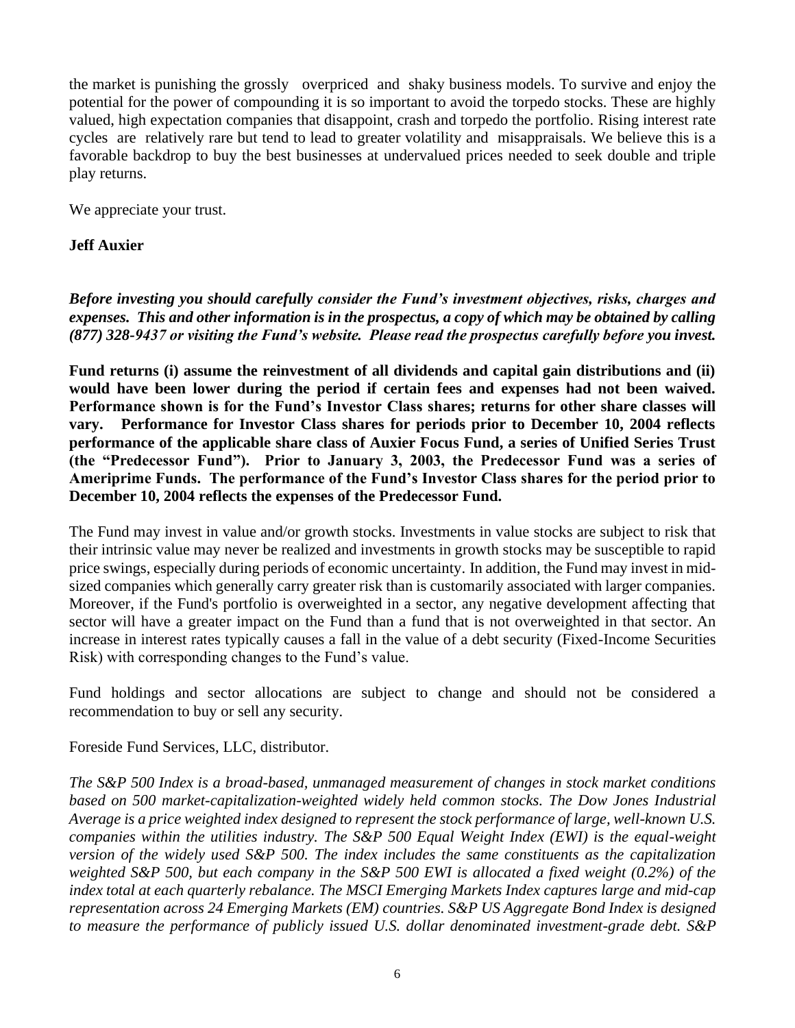the market is punishing the grossly overpriced and shaky business models. To survive and enjoy the potential for the power of compounding it is so important to avoid the torpedo stocks. These are highly valued, high expectation companies that disappoint, crash and torpedo the portfolio. Rising interest rate cycles are relatively rare but tend to lead to greater volatility and misappraisals. We believe this is a favorable backdrop to buy the best businesses at undervalued prices needed to seek double and triple play returns.

We appreciate your trust.

**Jeff Auxier**

***Before investing you should carefully consider the Fund's investment objectives, risks, charges and expenses. This and other information is in the prospectus, a copy of which may be obtained by calling (877) 328-9437 or visiting the Fund's website. Please read the prospectus carefully before you invest.***

**Fund returns (i) assume the reinvestment of all dividends and capital gain distributions and (ii) would have been lower during the period if certain fees and expenses had not been waived. Performance shown is for the Fund's Investor Class shares; returns for other share classes will vary. Performance for Investor Class shares for periods prior to December 10, 2004 reflects performance of the applicable share class of Auxier Focus Fund, a series of Unified Series Trust (the "Predecessor Fund"). Prior to January 3, 2003, the Predecessor Fund was a series of Ameriprime Funds. The performance of the Fund's Investor Class shares for the period prior to December 10, 2004 reflects the expenses of the Predecessor Fund.**

The Fund may invest in value and/or growth stocks. Investments in value stocks are subject to risk that their intrinsic value may never be realized and investments in growth stocks may be susceptible to rapid price swings, especially during periods of economic uncertainty. In addition, the Fund may invest in mid-sized companies which generally carry greater risk than is customarily associated with larger companies. Moreover, if the Fund's portfolio is overweighted in a sector, any negative development affecting that sector will have a greater impact on the Fund than a fund that is not overweighted in that sector. An increase in interest rates typically causes a fall in the value of a debt security (Fixed-Income Securities Risk) with corresponding changes to the Fund's value.

Fund holdings and sector allocations are subject to change and should not be considered a recommendation to buy or sell any security.

Foreside Fund Services, LLC, distributor.

*The S&P 500 Index is a broad-based, unmanaged measurement of changes in stock market conditions based on 500 market-capitalization-weighted widely held common stocks. The Dow Jones Industrial Average is a price weighted index designed to represent the stock performance of large, well-known U.S. companies within the utilities industry. The S&P 500 Equal Weight Index (EWI) is the equal-weight version of the widely used S&P 500. The index includes the same constituents as the capitalization weighted S&P 500, but each company in the S&P 500 EWI is allocated a fixed weight (0.2%) of the index total at each quarterly rebalance. The MSCI Emerging Markets Index captures large and mid-cap representation across 24 Emerging Markets (EM) countries. S&P US Aggregate Bond Index is designed to measure the performance of publicly issued U.S. dollar denominated investment-grade debt. S&P*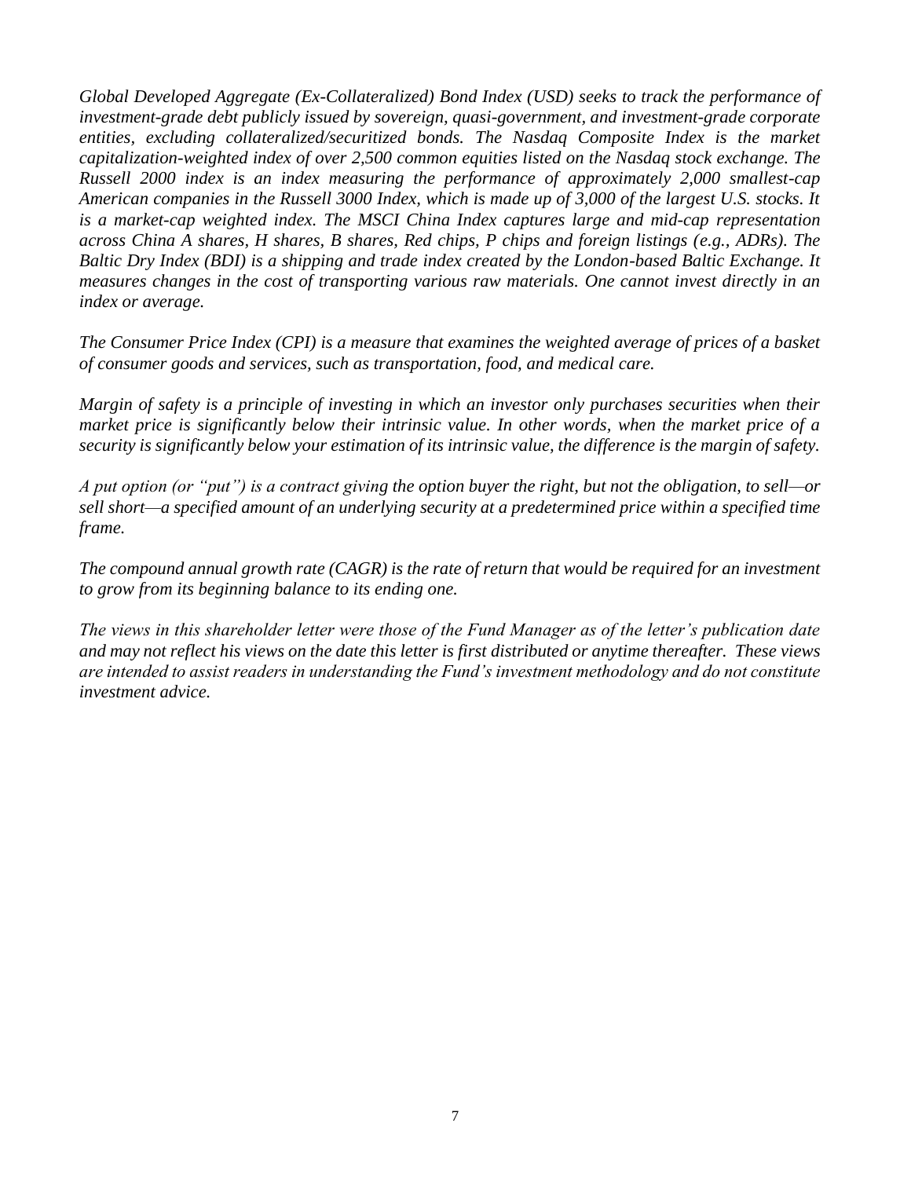*Global Developed Aggregate (Ex-Collateralized) Bond Index (USD) seeks to track the performance of investment-grade debt publicly issued by sovereign, quasi-government, and investment-grade corporate entities, excluding collateralized/securitized bonds. The Nasdaq Composite Index is the market capitalization-weighted index of over 2,500 common equities listed on the Nasdaq stock exchange. The Russell 2000 index is an index measuring the performance of approximately 2,000 smallest-cap American companies in the Russell 3000 Index, which is made up of 3,000 of the largest U.S. stocks. It is a market-cap weighted index. The MSCI China Index captures large and mid-cap representation across China A shares, H shares, B shares, Red chips, P chips and foreign listings (e.g., ADRs). The Baltic Dry Index (BDI) is a shipping and trade index created by the London-based Baltic Exchange. It measures changes in the cost of transporting various raw materials. One cannot invest directly in an index or average.*

*The Consumer Price Index (CPI) is a measure that examines the weighted average of prices of a basket of consumer goods and services, such as transportation, food, and medical care.*

*Margin of safety is a principle of investing in which an investor only purchases securities when their market price is significantly below their intrinsic value. In other words, when the market price of a security is significantly below your estimation of its intrinsic value, the difference is the margin of safety.*

*A put option (or "put") is a contract giving the option buyer the right, but not the obligation, to sell—or sell short—a specified amount of an underlying security at a predetermined price within a specified time frame.*

*The compound annual growth rate (CAGR) is the rate of return that would be required for an investment to grow from its beginning balance to its ending one.*

*The views in this shareholder letter were those of the Fund Manager as of the letter's publication date and may not reflect his views on the date this letter is first distributed or anytime thereafter. These views are intended to assist readers in understanding the Fund's investment methodology and do not constitute investment advice.*